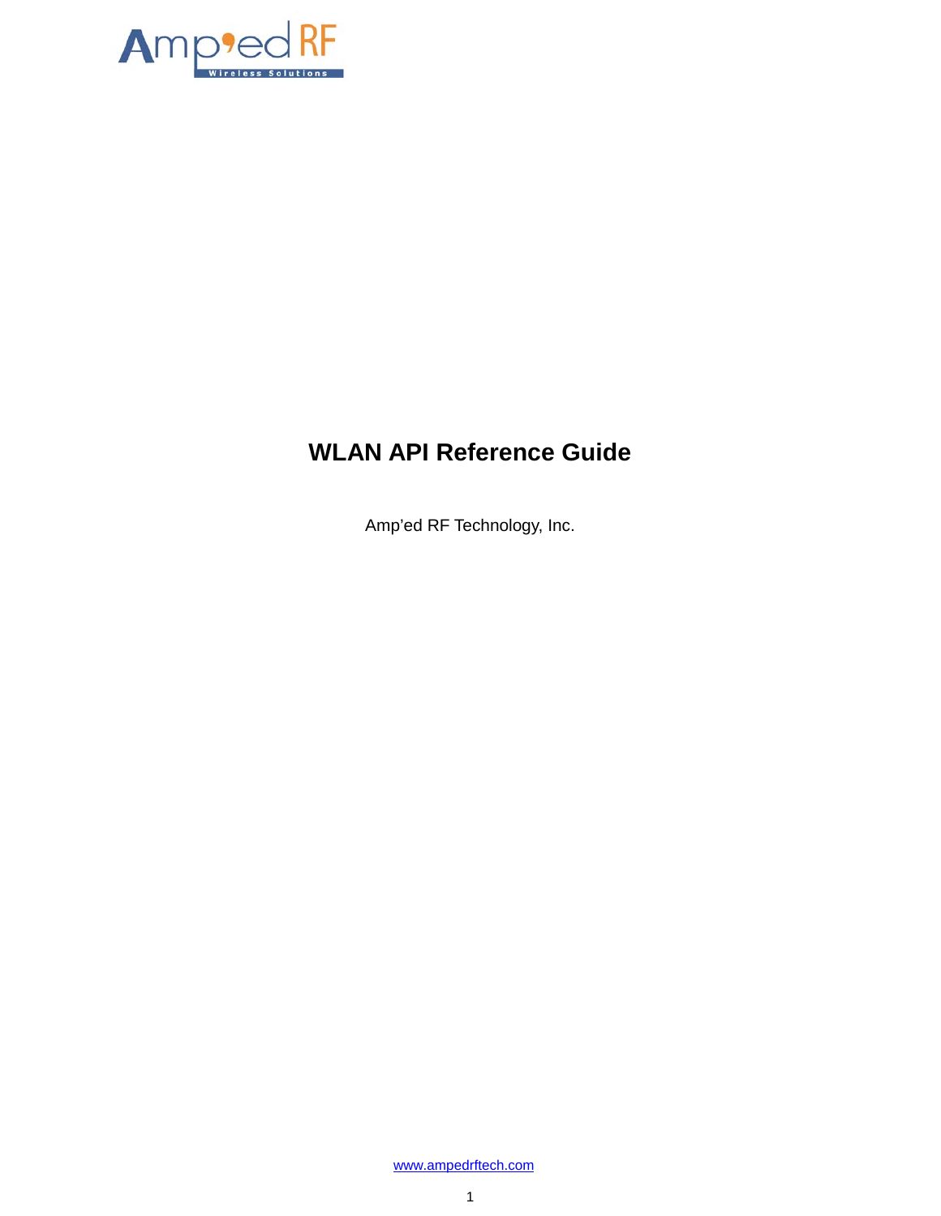# WLAN API Reference Guide

Amp'ed RF Technology, Inc.

www.ampedrftech.com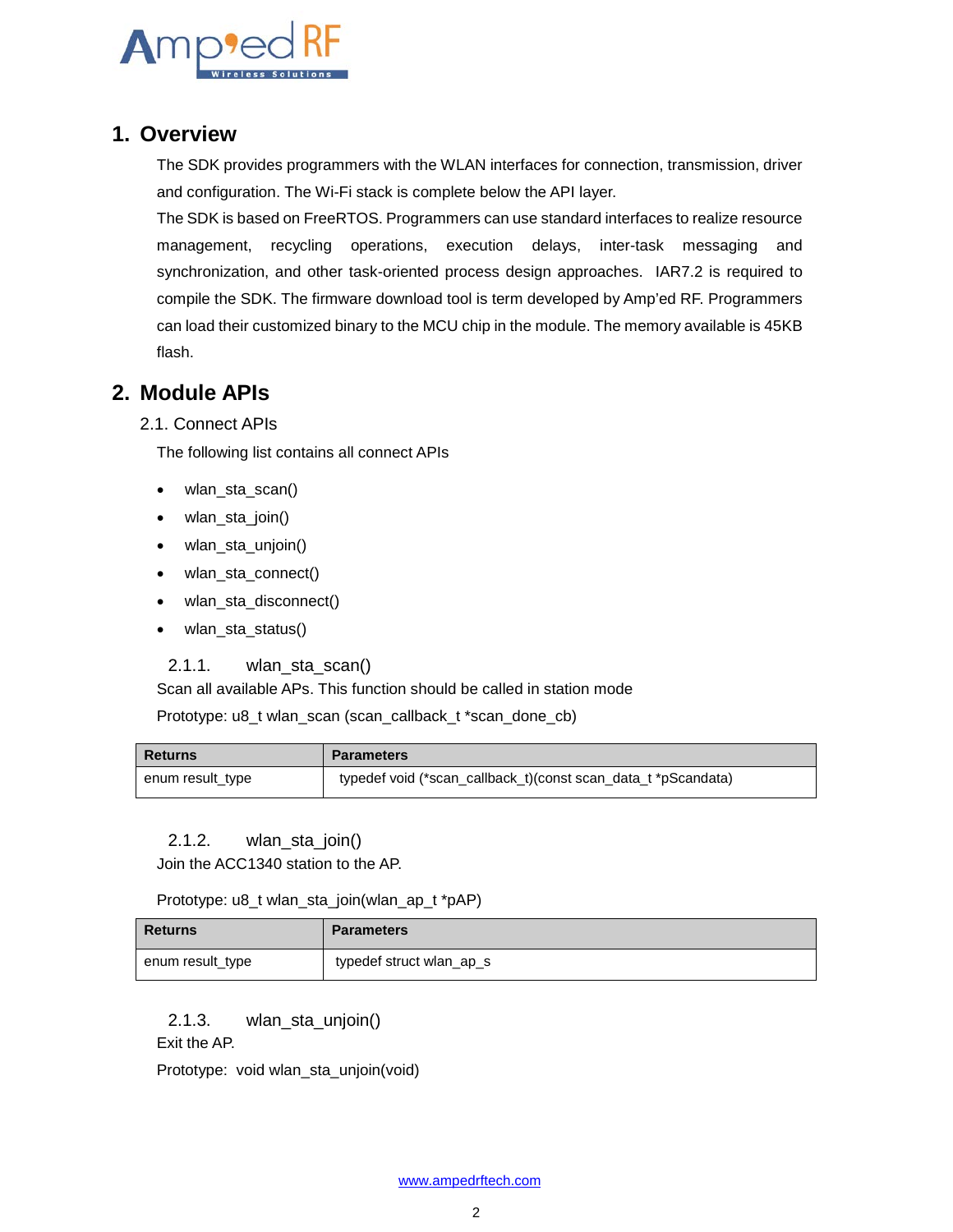# 1. Overview

The SDK provides programmers with the WLAN interfaces for connection, transmission, driver and configuration. The Wi-Fi stack is complete below the API layer.

The SDK is based on FreeRTOS. Programmers can use standard interfaces to realize resource management, recycling operations, execution delays, inter-task messaging and synchronization, and other task-oriented process design approaches. IAR7.2 is required to compile the SDK. The firmware download tool is term developed by Amp'ed RF. Programmers can load their customized binary to the MCU chip in the module. The memory available is 45KB flash.

# 2. Module APIs

## 2.1. Connect APIs

The following list contains all connect APIs

- wlan_sta_scan()
- wlan_sta_join()
- wlan_sta_unjoin()
- wlan_sta_connect()
- wlan_sta_disconnect()
- wlan_sta_status()

### 2.1.1. wlan_sta_scan()

Scan all available APs. This function should be called in station mode

Prototype: u8_t wlan_scan (scan_callback_t *scan_done_cb)

| Returns | Parameters |
|---|---|
| enum result_type | typedef void (*scan_callback_t)(const scan_data_t *pScandata) |

### 2.1.2. wlan_sta_join()

Join the ACC1340 station to the AP.

Prototype: u8_t wlan_sta_join(wlan_ap_t *pAP)

| Returns | Parameters |
|---|---|
| enum result_type | typedef struct wlan_ap_s |

### 2.1.3. wlan_sta_unjoin()

Exit the AP.

Prototype: void wlan_sta_unjoin(void)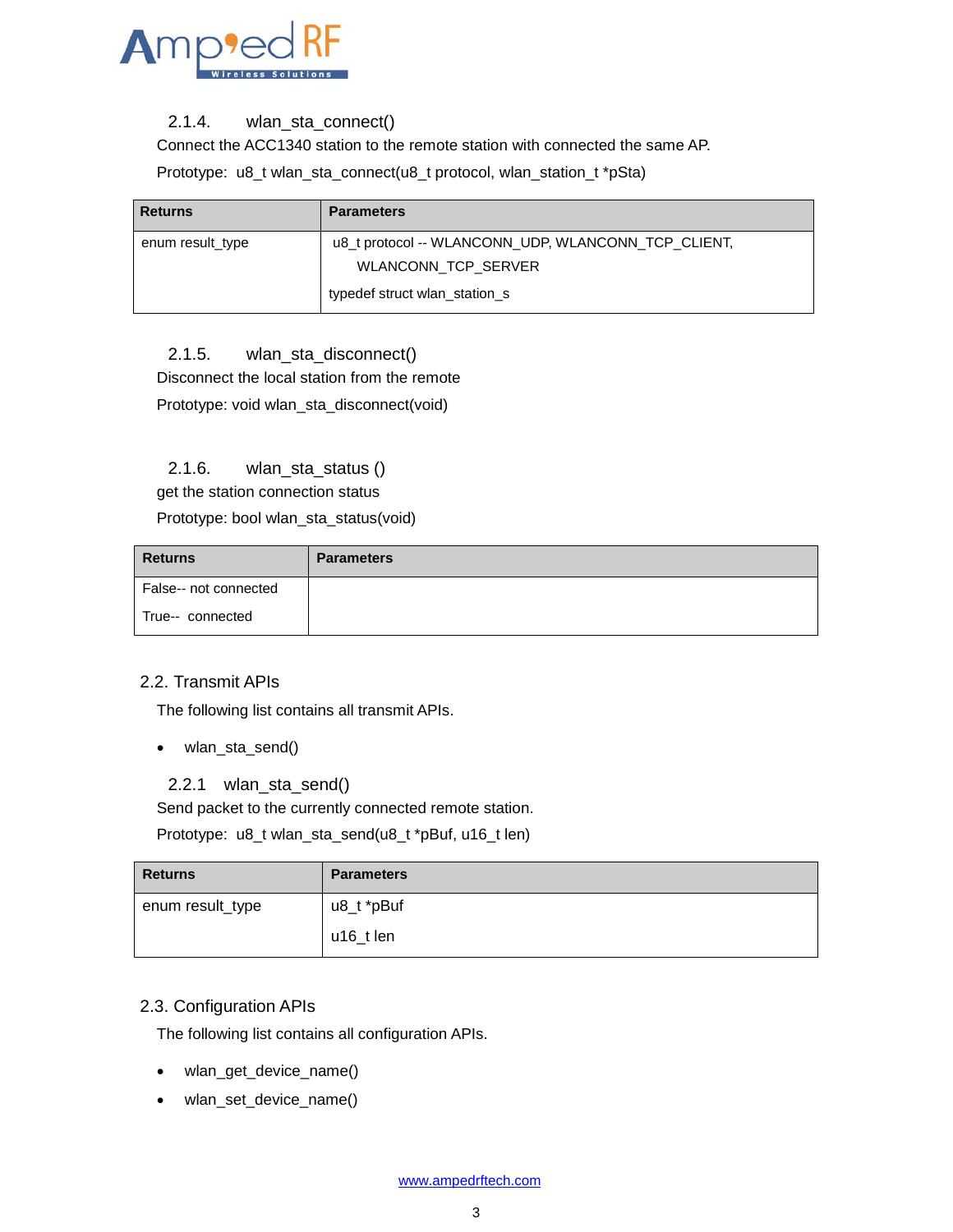#### 2.1.4. wlan_sta_connect()

Connect the ACC1340 station to the remote station with connected the same AP.

Prototype: u8_t wlan_sta_connect(u8_t protocol, wlan_station_t *pSta)

| Returns | Parameters |
|---|---|
| enum result_type | u8_t protocol -- WLANCONN_UDP, WLANCONN_TCP_CLIENT, WLANCONN_TCP_SERVER<br>typedef struct wlan_station_s |

#### 2.1.5. wlan_sta_disconnect()

Disconnect the local station from the remote

Prototype: void wlan_sta_disconnect(void)

#### 2.1.6. wlan_sta_status ()

get the station connection status

Prototype: bool wlan_sta_status(void)

| Returns | Parameters |
|---|---|
| False-- not connected<br>True-- connected | |

### 2.2. Transmit APIs

The following list contains all transmit APIs.

- wlan_sta_send()

#### 2.2.1 wlan_sta_send()

Send packet to the currently connected remote station.

Prototype: u8_t wlan_sta_send(u8_t *pBuf, u16_t len)

| Returns | Parameters |
|---|---|
| enum result_type | u8_t *pBuf<br>u16_t len |

### 2.3. Configuration APIs

The following list contains all configuration APIs.

- wlan_get_device_name()
- wlan_set_device_name()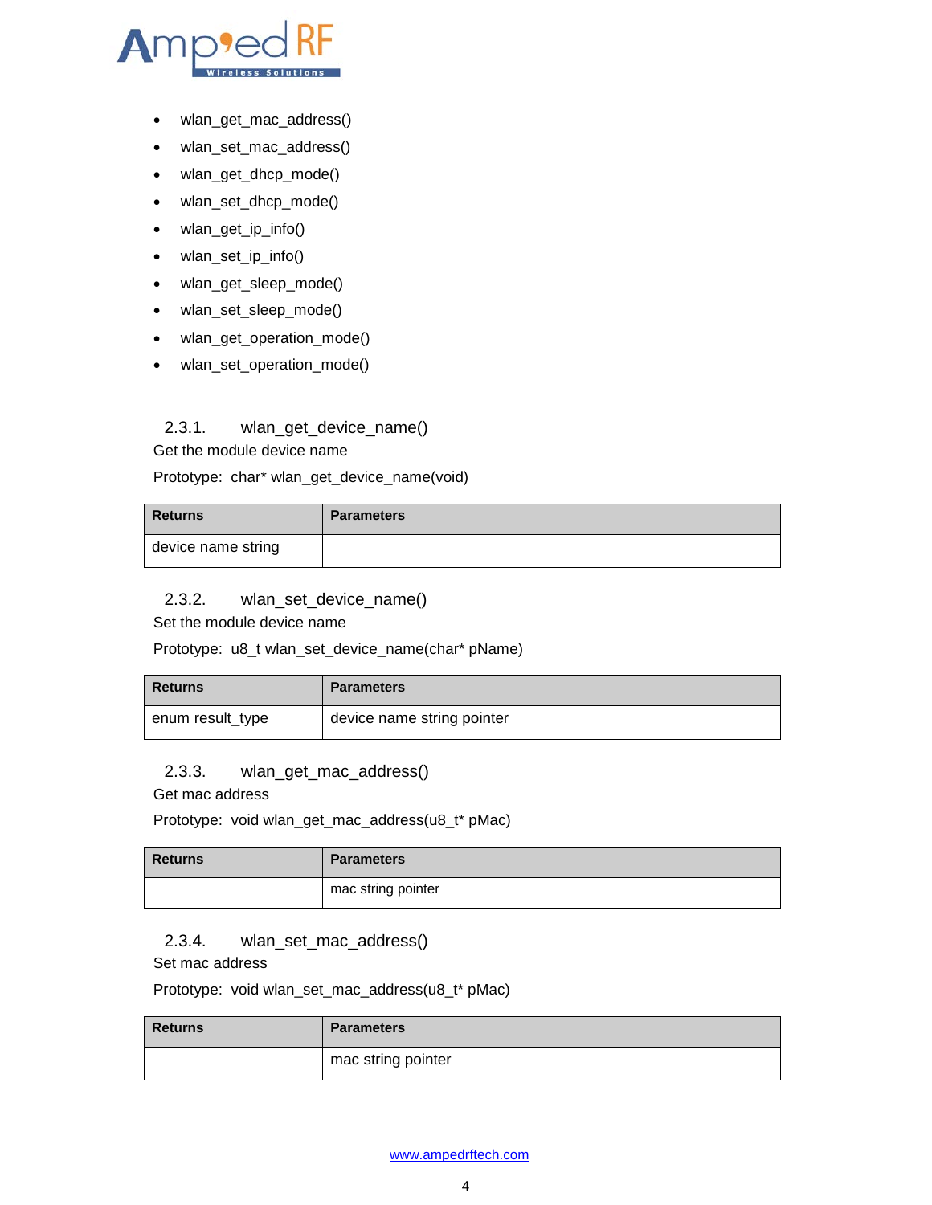- wlan_get_mac_address()
- wlan_set_mac_address()
- wlan_get_dhcp_mode()
- wlan_set_dhcp_mode()
- wlan_get_ip_info()
- wlan_set_ip_info()
- wlan_get_sleep_mode()
- wlan_set_sleep_mode()
- wlan_get_operation_mode()
- wlan_set_operation_mode()

### 2.3.1. wlan_get_device_name()

Get the module device name

Prototype: char* wlan_get_device_name(void)

| Returns | Parameters |
|---|---|
| device name string | |

### 2.3.2. wlan_set_device_name()

Set the module device name

Prototype: u8_t wlan_set_device_name(char* pName)

| Returns | Parameters |
|---|---|
| enum result_type | device name string pointer |

### 2.3.3. wlan_get_mac_address()

Get mac address

Prototype: void wlan_get_mac_address(u8_t* pMac)

| Returns | Parameters |
|---|---|
| | mac string pointer |

### 2.3.4. wlan_set_mac_address()

Set mac address

Prototype: void wlan_set_mac_address(u8_t* pMac)

| Returns | Parameters |
|---|---|
| | mac string pointer |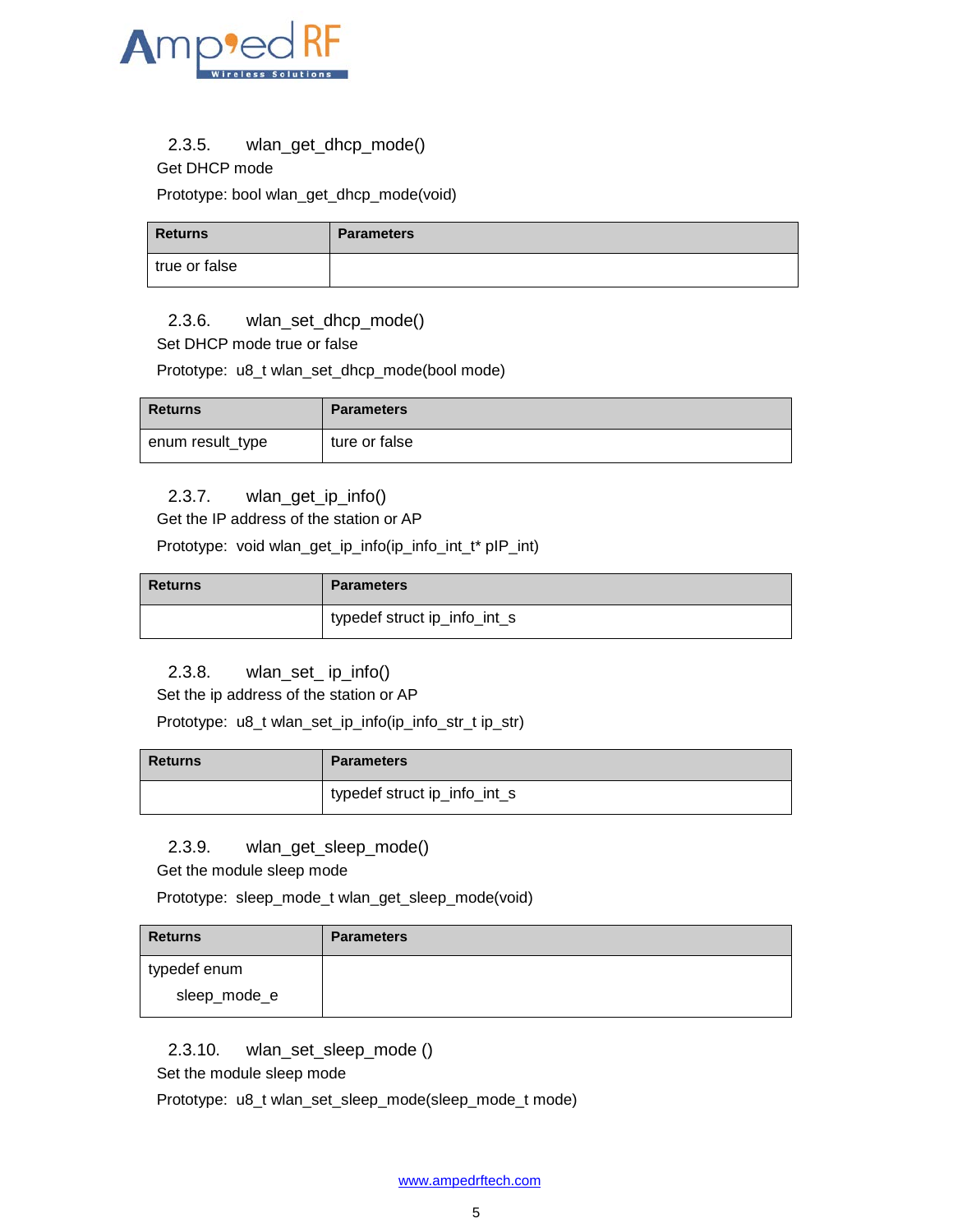### 2.3.5. wlan_get_dhcp_mode()

Get DHCP mode

Prototype: bool wlan_get_dhcp_mode(void)

| Returns | Parameters |
|---|---|
| true or false | |

### 2.3.6. wlan_set_dhcp_mode()

Set DHCP mode true or false

Prototype: u8_t wlan_set_dhcp_mode(bool mode)

| Returns | Parameters |
|---|---|
| enum result_type | ture or false |

### 2.3.7. wlan_get_ip_info()

Get the IP address of the station or AP

Prototype: void wlan_get_ip_info(ip_info_int_t* pIP_int)

| Returns | Parameters |
|---|---|
| | typedef struct ip_info_int_s |

### 2.3.8. wlan_set_ ip_info()

Set the ip address of the station or AP

Prototype: u8_t wlan_set_ip_info(ip_info_str_t ip_str)

| Returns | Parameters |
|---|---|
| | typedef struct ip_info_int_s |

### 2.3.9. wlan_get_sleep_mode()

Get the module sleep mode

Prototype: sleep_mode_t wlan_get_sleep_mode(void)

| Returns | Parameters |
|---|---|
| typedef enum sleep_mode_e | |

### 2.3.10. wlan_set_sleep_mode ()

Set the module sleep mode

Prototype: u8_t wlan_set_sleep_mode(sleep_mode_t mode)

www.ampedrftech.com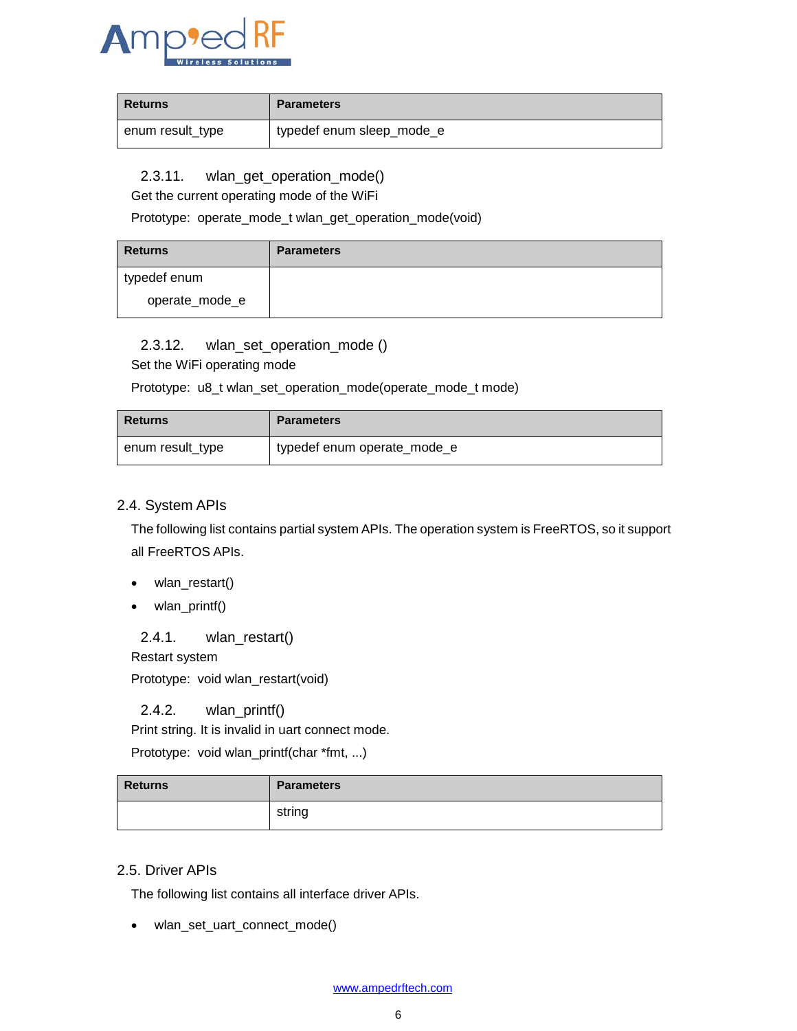| Returns | Parameters |
|---|---|
| enum result_type | typedef enum sleep_mode_e |

### 2.3.11. wlan_get_operation_mode()

Get the current operating mode of the WiFi

Prototype: operate_mode_t wlan_get_operation_mode(void)

| Returns | Parameters |
|---|---|
| typedef enum operate_mode_e | |

### 2.3.12. wlan_set_operation_mode ()

Set the WiFi operating mode

Prototype: u8_t wlan_set_operation_mode(operate_mode_t mode)

| Returns | Parameters |
|---|---|
| enum result_type | typedef enum operate_mode_e |

## 2.4. System APIs

The following list contains partial system APIs. The operation system is FreeRTOS, so it support all FreeRTOS APIs.

- wlan_restart()
- wlan_printf()

### 2.4.1. wlan_restart()

Restart system

Prototype: void wlan_restart(void)

### 2.4.2. wlan_printf()

Print string. It is invalid in uart connect mode.

Prototype: void wlan_printf(char *fmt, ...)

| Returns | Parameters |
|---|---|
| | string |

## 2.5. Driver APIs

The following list contains all interface driver APIs.

- wlan_set_uart_connect_mode()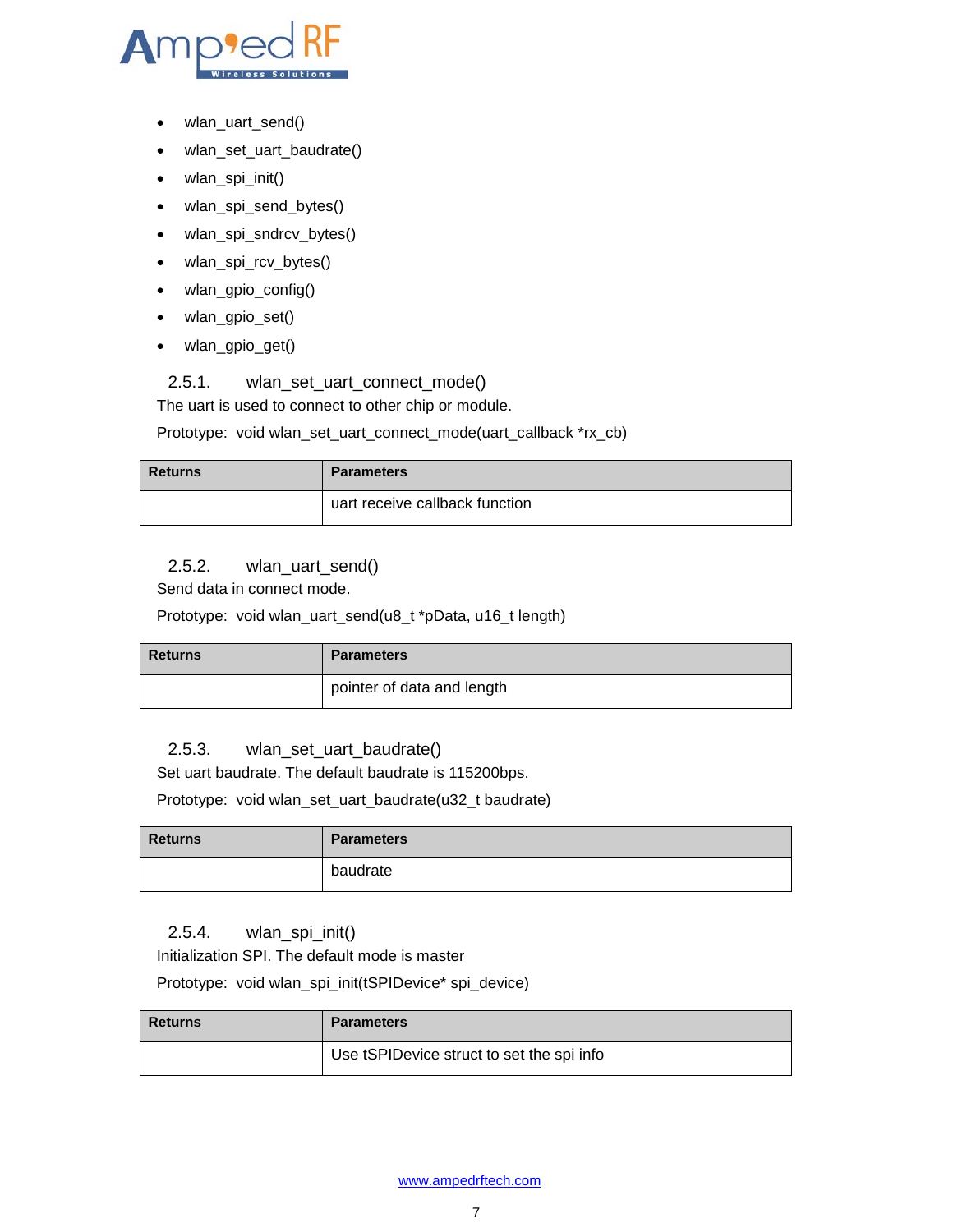- wlan_uart_send()
- wlan_set_uart_baudrate()
- wlan_spi_init()
- wlan_spi_send_bytes()
- wlan_spi_sndrcv_bytes()
- wlan_spi_rcv_bytes()
- wlan_gpio_config()
- wlan_gpio_set()
- wlan_gpio_get()

### 2.5.1. wlan_set_uart_connect_mode()

The uart is used to connect to other chip or module.

Prototype: void wlan_set_uart_connect_mode(uart_callback *rx_cb)

| Returns | Parameters |
|---|---|
| | uart receive callback function |

### 2.5.2. wlan_uart_send()

Send data in connect mode.

Prototype: void wlan_uart_send(u8_t *pData, u16_t length)

| Returns | Parameters |
|---|---|
| | pointer of data and length |

### 2.5.3. wlan_set_uart_baudrate()

Set uart baudrate. The default baudrate is 115200bps.

Prototype: void wlan_set_uart_baudrate(u32_t baudrate)

| Returns | Parameters |
|---|---|
| | baudrate |

### 2.5.4. wlan_spi_init()

Initialization SPI. The default mode is master

Prototype: void wlan_spi_init(tSPIDevice* spi_device)

| Returns | Parameters |
|---|---|
| | Use tSPIDevice struct to set the spi info |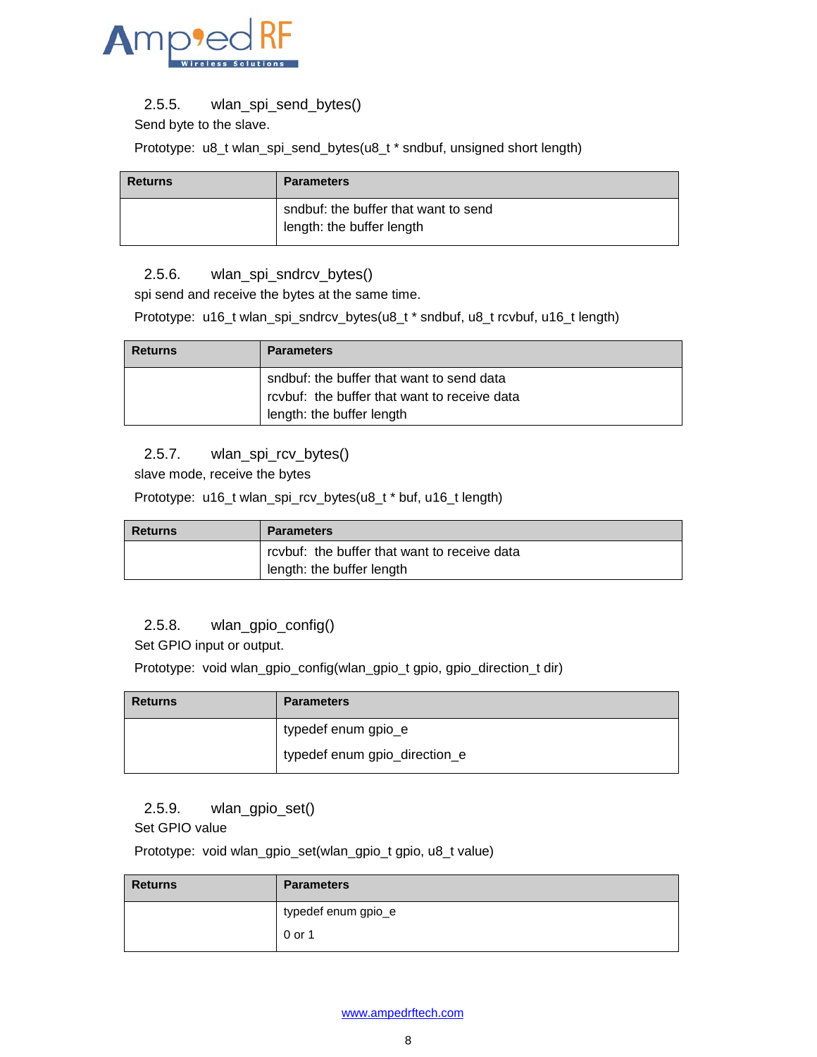### 2.5.5. wlan_spi_send_bytes()

Send byte to the slave.

Prototype: u8_t wlan_spi_send_bytes(u8_t * sndbuf, unsigned short length)

| Returns | Parameters |
|---|---|
| | sndbuf: the buffer that want to send<br>length: the buffer length |

### 2.5.6. wlan_spi_sndrcv_bytes()

spi send and receive the bytes at the same time.

Prototype: u16_t wlan_spi_sndrcv_bytes(u8_t * sndbuf, u8_t rcvbuf, u16_t length)

| Returns | Parameters |
|---|---|
| | sndbuf: the buffer that want to send data<br>rcvbuf: the buffer that want to receive data<br>length: the buffer length |

### 2.5.7. wlan_spi_rcv_bytes()

slave mode, receive the bytes

Prototype: u16_t wlan_spi_rcv_bytes(u8_t * buf, u16_t length)

| Returns | Parameters |
|---|---|
| | rcvbuf: the buffer that want to receive data<br>length: the buffer length |

### 2.5.8. wlan_gpio_config()

Set GPIO input or output.

Prototype: void wlan_gpio_config(wlan_gpio_t gpio, gpio_direction_t dir)

| Returns | Parameters |
|---|---|
| | typedef enum gpio_e<br>typedef enum gpio_direction_e |

### 2.5.9. wlan_gpio_set()

Set GPIO value

Prototype: void wlan_gpio_set(wlan_gpio_t gpio, u8_t value)

| Returns | Parameters |
|---|---|
| | typedef enum gpio_e<br>0 or 1 |

www.ampedrftech.com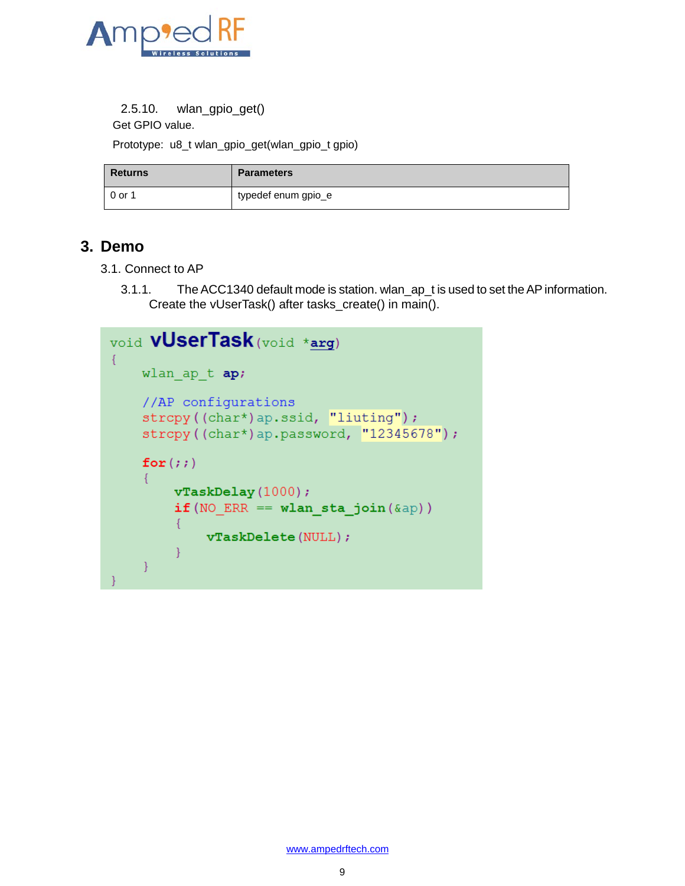#### 2.5.10. wlan_gpio_get()

Get GPIO value.

Prototype: u8_t wlan_gpio_get(wlan_gpio_t gpio)

| Returns | Parameters |
| --- | --- |
| 0 or 1 | typedef enum gpio_e |

# 3. Demo

## 3.1. Connect to AP

### 3.1.1. The ACC1340 default mode is station. wlan_ap_t is used to set the AP information. Create the vUserTask() after tasks_create() in main().

```
void vUserTask(void *arg)
{
    wlan_ap_t ap;

    //AP configurations
    strcpy((char*)ap.ssid, "liuting");
    strcpy((char*)ap.password, "12345678");

    for(;;)
    {
        vTaskDelay(1000);
        if(NO_ERR == wlan_sta_join(&ap))
        {
            vTaskDelete(NULL);
        }
    }
}
```

www.ampedrftech.com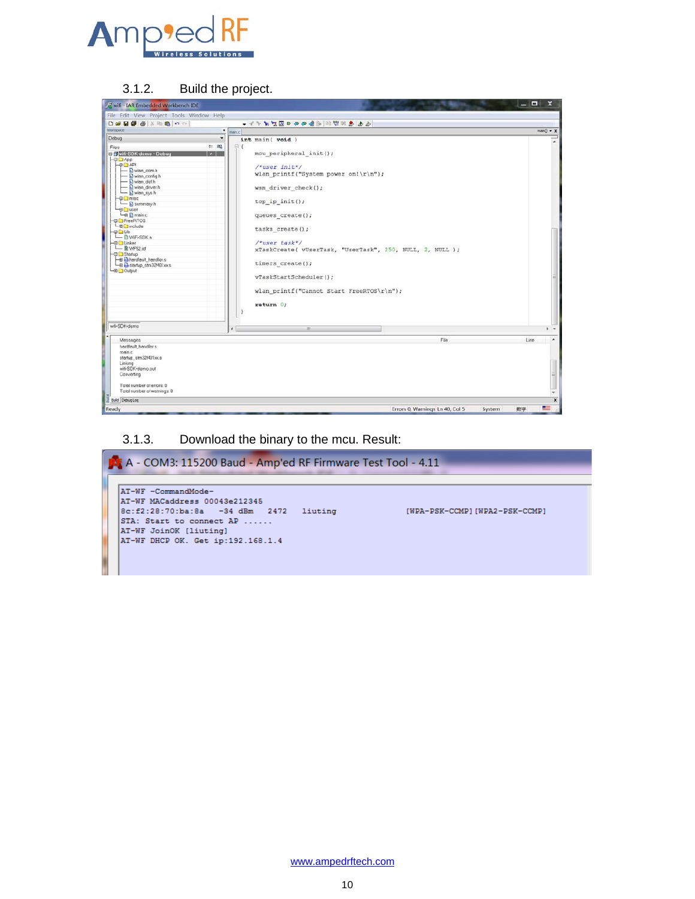3.1.2. Build the project.

3.1.3. Download the binary to the mcu. Result:

[www.ampedrftech.com](http://www.ampedrftech.com)